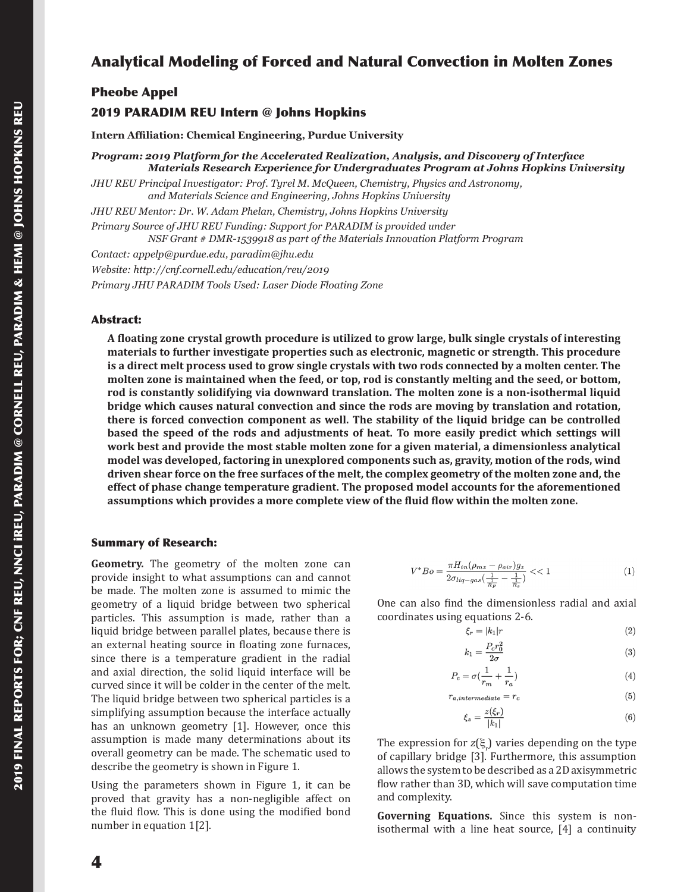# Analytical Modeling of Forced and Natural Convection in Molten Zones

## Pheobe Appel

## 2019 PARADIM REU Intern @ Johns Hopkins

**Intern Affiliation: Chemical Engineering, Purdue University**

***Program: 2019 Platform for the Accelerated Realization, Analysis, and Discovery of Interface Materials Research Experience for Undergraduates Program at Johns Hopkins University***

*JHU REU Principal Investigator: Prof. Tyrel M. McQueen, Chemistry, Physics and Astronomy, and Materials Science and Engineering, Johns Hopkins University*

*JHU REU Mentor: Dr. W. Adam Phelan, Chemistry, Johns Hopkins University*

*Primary Source of JHU REU Funding: Support for PARADIM is provided under NSF Grant # DMR-1539918 as part of the Materials Innovation Platform Program*

*Contact: appelp@purdue.edu, paradim@jhu.edu*

*Website: http://cnf.cornell.edu/education/reu/2019*

*Primary JHU PARADIM Tools Used: Laser Diode Floating Zone*

### Abstract:

**A floating zone crystal growth procedure is utilized to grow large, bulk single crystals of interesting materials to further investigate properties such as electronic, magnetic or strength. This procedure is a direct melt process used to grow single crystals with two rods connected by a molten center. The molten zone is maintained when the feed, or top, rod is constantly melting and the seed, or bottom, rod is constantly solidifying via downward translation. The molten zone is a non-isothermal liquid bridge which causes natural convection and since the rods are moving by translation and rotation, there is forced convection component as well. The stability of the liquid bridge can be controlled based the speed of the rods and adjustments of heat. To more easily predict which settings will work best and provide the most stable molten zone for a given material, a dimensionless analytical model was developed, factoring in unexplored components such as, gravity, motion of the rods, wind driven shear force on the free surfaces of the melt, the complex geometry of the molten zone and, the effect of phase change temperature gradient. The proposed model accounts for the aforementioned assumptions which provides a more complete view of the fluid flow within the molten zone.**

### Summary of Research:

**Geometry.** The geometry of the molten zone can provide insight to what assumptions can and cannot be made. The molten zone is assumed to mimic the geometry of a liquid bridge between two spherical particles. This assumption is made, rather than a liquid bridge between parallel plates, because there is an external heating source in floating zone furnaces, since there is a temperature gradient in the radial and axial direction, the solid liquid interface will be curved since it will be colder in the center of the melt. The liquid bridge between two spherical particles is a simplifying assumption because the interface actually has an unknown geometry [1]. However, once this assumption is made many determinations about its overall geometry can be made. The schematic used to describe the geometry is shown in Figure 1.

Using the parameters shown in Figure 1, it can be proved that gravity has a non-negligible affect on the fluid flow. This is done using the modified bond number in equation 1[2].

$$V^{*}Bo = \frac{\pi H_{in}(\rho_{mz} - \rho_{air})g_z}{2\sigma_{liq-gas}(\frac{1}{R_F} - \frac{1}{R_s})} << 1 \tag{1}$$

One can also find the dimensionless radial and axial coordinates using equations 2-6.

$$\xi_r = |k_1| r \tag{2}$$

$$k_1 = \frac{P_c r_0^2}{2\sigma} \tag{3}$$

$$P_c = \sigma(\frac{1}{r_m} + \frac{1}{r_a}) \tag{4}$$

$$r_{a,intermediate} = r_c \tag{5}$$

$$\xi_z = \frac{z(\xi_r)}{|k_1|} \tag{6}$$

The expression for $z(\xi_r)$ varies depending on the type of capillary bridge [3]. Furthermore, this assumption allows the system to be described as a 2D axisymmetric flow rather than 3D, which will save computation time and complexity.

**Governing Equations.** Since this system is non-isothermal with a line heat source, [4] a continuity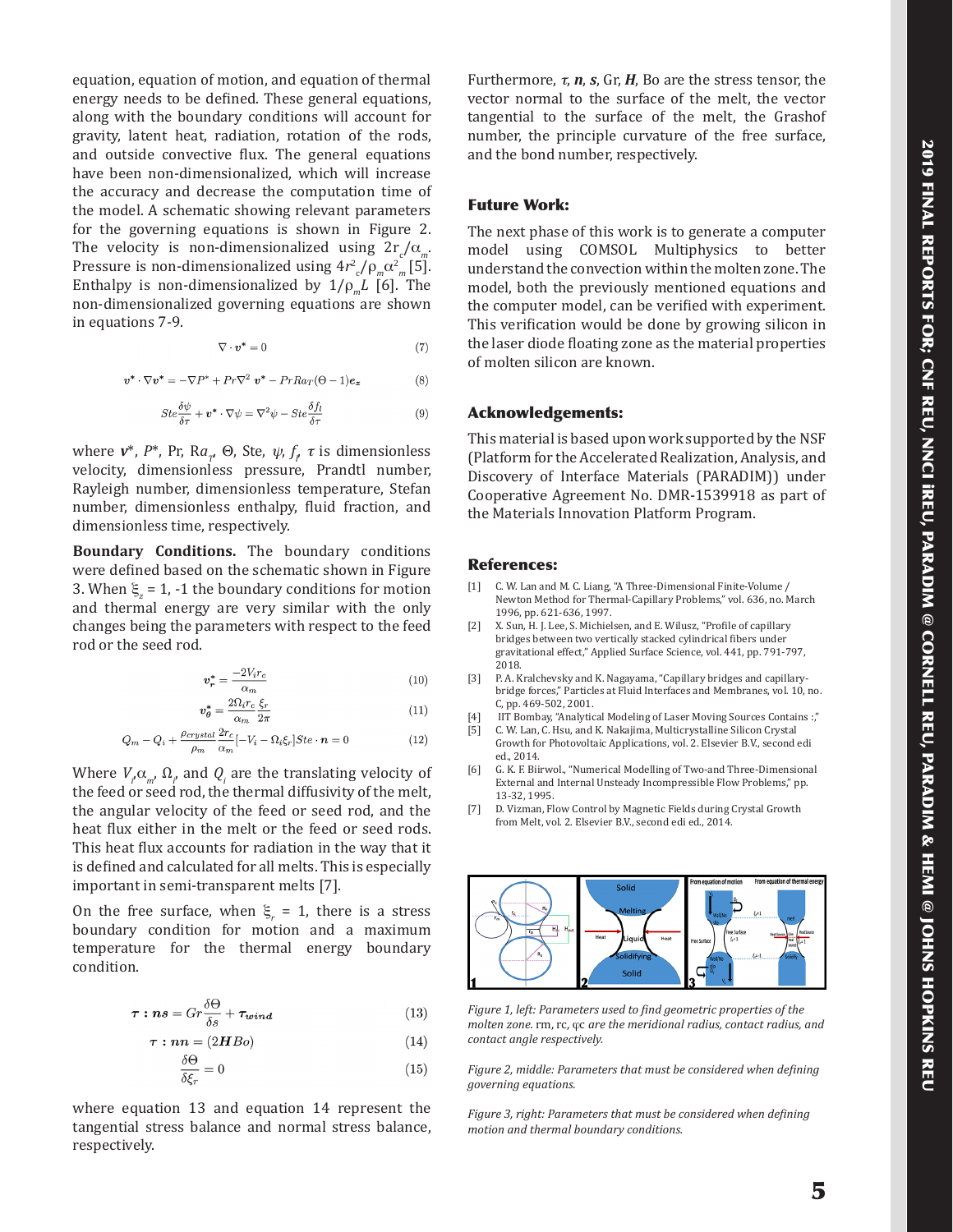equation, equation of motion, and equation of thermal energy needs to be defined. These general equations, along with the boundary conditions will account for gravity, latent heat, radiation, rotation of the rods, and outside convective flux. The general equations have been non-dimensionalized, which will increase the accuracy and decrease the computation time of the model. A schematic showing relevant parameters for the governing equations is shown in Figure 2. The velocity is non-dimensionalized using $2r_c/\alpha_m$. Pressure is non-dimensionalized using $4r_c^2/\rho_m\alpha_m^2$ [5]. Enthalpy is non-dimensionalized by $1/\rho_m L$ [6]. The non-dimensionalized governing equations are shown in equations 7-9.

$$\nabla \cdot \boldsymbol{v}^* = 0 \tag{7}$$

$$\boldsymbol{v}^* \cdot \nabla \boldsymbol{v}^* = -\nabla P^* + Pr\nabla^2\, \boldsymbol{v}^* - PrRa_T(\Theta - 1)\boldsymbol{e_z} \tag{8}$$

$$Ste\frac{\delta\psi}{\delta\tau} + \boldsymbol{v}^* \cdot \nabla\psi = \nabla^2\psi - Ste\frac{\delta f_l}{\delta\tau} \tag{9}$$

where $\boldsymbol{v}^*$, $P^*$, Pr, $Ra_T$, $\Theta$, Ste, $\psi$, $f_l$, $\tau$ is dimensionless velocity, dimensionless pressure, Prandtl number, Rayleigh number, dimensionless temperature, Stefan number, dimensionless enthalpy, fluid fraction, and dimensionless time, respectively.

**Boundary Conditions.** The boundary conditions were defined based on the schematic shown in Figure 3. When $\xi_z = 1, -1$ the boundary conditions for motion and thermal energy are very similar with the only changes being the parameters with respect to the feed rod or the seed rod.

$$v_r^* = \frac{-2V_i r_c}{\alpha_m} \tag{10}$$

$$v_\theta^* = \frac{2\Omega_i r_c}{\alpha_m}\frac{\xi_r}{2\pi} \tag{11}$$

$$Q_m - Q_i + \frac{\rho_{crystal}}{\rho_m}\frac{2r_c}{\alpha_m}[-V_i - \Omega_i\xi_r]Ste \cdot \boldsymbol{n} = 0 \tag{12}$$

Where $V_i\alpha_m$, $\Omega_i$, and $Q_i$ are the translating velocity of the feed or seed rod, the thermal diffusivity of the melt, the angular velocity of the feed or seed rod, and the heat flux either in the melt or the feed or seed rods. This heat flux accounts for radiation in the way that it is defined and calculated for all melts. This is especially important in semi-transparent melts [7].

On the free surface, when $\xi_r = 1$, there is a stress boundary condition for motion and a maximum temperature for the thermal energy boundary condition.

$$\boldsymbol{\tau} : \boldsymbol{ns} = Gr\frac{\delta\Theta}{\delta s} + \boldsymbol{\tau_{wind}} \tag{13}$$

$$\boldsymbol{\tau} : \boldsymbol{nn} = (2\boldsymbol{H}Bo) \tag{14}$$

$$\frac{\delta\Theta}{\delta\xi_r} = 0 \tag{15}$$

where equation 13 and equation 14 represent the tangential stress balance and normal stress balance, respectively.

Furthermore, $\tau$, $\boldsymbol{n}$, $\boldsymbol{s}$, Gr, $\boldsymbol{H}$, Bo are the stress tensor, the vector normal to the surface of the melt, the vector tangential to the surface of the melt, the Grashof number, the principle curvature of the free surface, and the bond number, respectively.

## Future Work:

The next phase of this work is to generate a computer model using COMSOL Multiphysics to better understand the convection within the molten zone. The model, both the previously mentioned equations and the computer model, can be verified with experiment. This verification would be done by growing silicon in the laser diode floating zone as the material properties of molten silicon are known.

## Acknowledgements:

This material is based upon work supported by the NSF (Platform for the Accelerated Realization, Analysis, and Discovery of Interface Materials (PARADIM)) under Cooperative Agreement No. DMR-1539918 as part of the Materials Innovation Platform Program.

## References:

[1] C. W. Lan and M. C. Liang, "A Three-Dimensional Finite-Volume / Newton Method for Thermal-Capillary Problems," vol. 636, no. March 1996, pp. 621-636, 1997.

[2] X. Sun, H. J. Lee, S. Michielsen, and E. Wilusz, "Profile of capillary bridges between two vertically stacked cylindrical fibers under gravitational effect," Applied Surface Science, vol. 441, pp. 791-797, 2018.

[3] P. A. Kralchevsky and K. Nagayama, "Capillary bridges and capillary-bridge forces," Particles at Fluid Interfaces and Membranes, vol. 10, no. C, pp. 469-502, 2001.

[4] IIT Bombay, "Analytical Modeling of Laser Moving Sources Contains :,"

[5] C. W. Lan, C. Hsu, and K. Nakajima, Multicrystalline Silicon Crystal Growth for Photovoltaic Applications, vol. 2. Elsevier B.V., second edi ed., 2014.

[6] G. K. F. Biirwol., "Numerical Modelling of Two-and Three-Dimensional External and Internal Unsteady Incompressible Flow Problems," pp. 13-32, 1995.

[7] D. Vizman, Flow Control by Magnetic Fields during Crystal Growth from Melt, vol. 2. Elsevier B.V., second edi ed., 2014.

*Figure 1, left: Parameters used to find geometric properties of the molten zone.* rm, rc, φc *are the meridional radius, contact radius, and contact angle respectively.*

*Figure 2, middle: Parameters that must be considered when defining governing equations.*

*Figure 3, right: Parameters that must be considered when defining motion and thermal boundary conditions.*